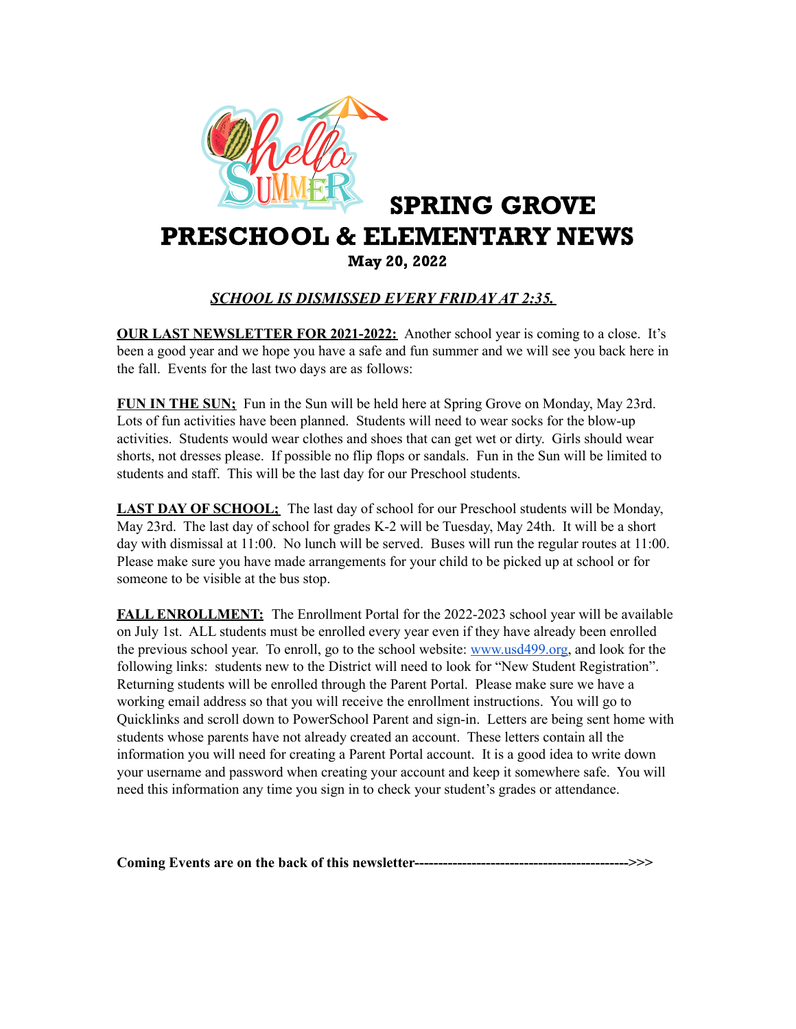# SPRING GROVE PRESCHOOL & ELEMENTARY NEWS

**May 20, 2022**

***SCHOOL IS DISMISSED EVERY FRIDAY AT 2:35.***

**OUR LAST NEWSLETTER FOR 2021-2022:** Another school year is coming to a close. It's been a good year and we hope you have a safe and fun summer and we will see you back here in the fall. Events for the last two days are as follows:

**FUN IN THE SUN;** Fun in the Sun will be held here at Spring Grove on Monday, May 23rd. Lots of fun activities have been planned. Students will need to wear socks for the blow-up activities. Students would wear clothes and shoes that can get wet or dirty. Girls should wear shorts, not dresses please. If possible no flip flops or sandals. Fun in the Sun will be limited to students and staff. This will be the last day for our Preschool students.

**LAST DAY OF SCHOOL;** The last day of school for our Preschool students will be Monday, May 23rd. The last day of school for grades K-2 will be Tuesday, May 24th. It will be a short day with dismissal at 11:00. No lunch will be served. Buses will run the regular routes at 11:00. Please make sure you have made arrangements for your child to be picked up at school or for someone to be visible at the bus stop.

**FALL ENROLLMENT:** The Enrollment Portal for the 2022-2023 school year will be available on July 1st. ALL students must be enrolled every year even if they have already been enrolled the previous school year. To enroll, go to the school website: [www.usd499.org](http://www.usd499.org), and look for the following links: students new to the District will need to look for "New Student Registration". Returning students will be enrolled through the Parent Portal. Please make sure we have a working email address so that you will receive the enrollment instructions. You will go to Quicklinks and scroll down to PowerSchool Parent and sign-in. Letters are being sent home with students whose parents have not already created an account. These letters contain all the information you will need for creating a Parent Portal account. It is a good idea to write down your username and password when creating your account and keep it somewhere safe. You will need this information any time you sign in to check your student's grades or attendance.

**Coming Events are on the back of this newsletter--------------------------------------------->>>**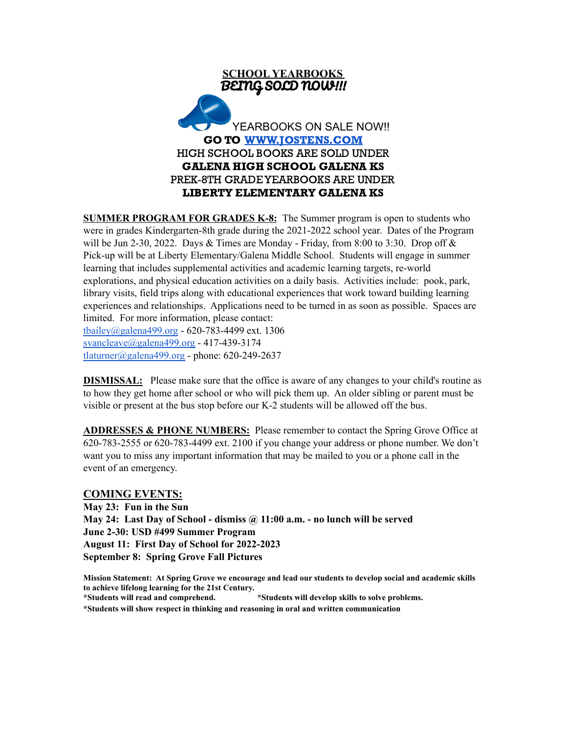**SCHOOL YEARBOOKS**
***BEING SOLD NOW!!!***

YEARBOOKS ON SALE NOW!!
**GO TO [WWW.JOSTENS.COM](http://WWW.JOSTENS.COM)**
HIGH SCHOOL BOOKS ARE SOLD UNDER
**GALENA HIGH SCHOOL GALENA KS**
PREK-8TH GRADE YEARBOOKS ARE UNDER
**LIBERTY ELEMENTARY GALENA KS**

**SUMMER PROGRAM FOR GRADES K-8:** The Summer program is open to students who were in grades Kindergarten-8th grade during the 2021-2022 school year. Dates of the Program will be Jun 2-30, 2022. Days & Times are Monday - Friday, from 8:00 to 3:30. Drop off & Pick-up will be at Liberty Elementary/Galena Middle School. Students will engage in summer learning that includes supplemental activities and academic learning targets, re-world explorations, and physical education activities on a daily basis. Activities include: pook, park, library visits, field trips along with educational experiences that work toward building learning experiences and relationships. Applications need to be turned in as soon as possible. Spaces are limited. For more information, please contact:
tbailey@galena499.org - 620-783-4499 ext. 1306
svancleave@galena499.org - 417-439-3174
tlaturner@galena499.org - phone: 620-249-2637

**DISMISSAL:** Please make sure that the office is aware of any changes to your child's routine as to how they get home after school or who will pick them up. An older sibling or parent must be visible or present at the bus stop before our K-2 students will be allowed off the bus.

**ADDRESSES & PHONE NUMBERS:** Please remember to contact the Spring Grove Office at 620-783-2555 or 620-783-4499 ext. 2100 if you change your address or phone number. We don't want you to miss any important information that may be mailed to you or a phone call in the event of an emergency.

## COMING EVENTS:

**May 23: Fun in the Sun**
**May 24: Last Day of School - dismiss @ 11:00 a.m. - no lunch will be served**
**June 2-30: USD #499 Summer Program**
**August 11: First Day of School for 2022-2023**
**September 8: Spring Grove Fall Pictures**

**Mission Statement: At Spring Grove we encourage and lead our students to develop social and academic skills to achieve lifelong learning for the 21st Century.**
**\*Students will read and comprehend.** **\*Students will develop skills to solve problems.**
**\*Students will show respect in thinking and reasoning in oral and written communication**